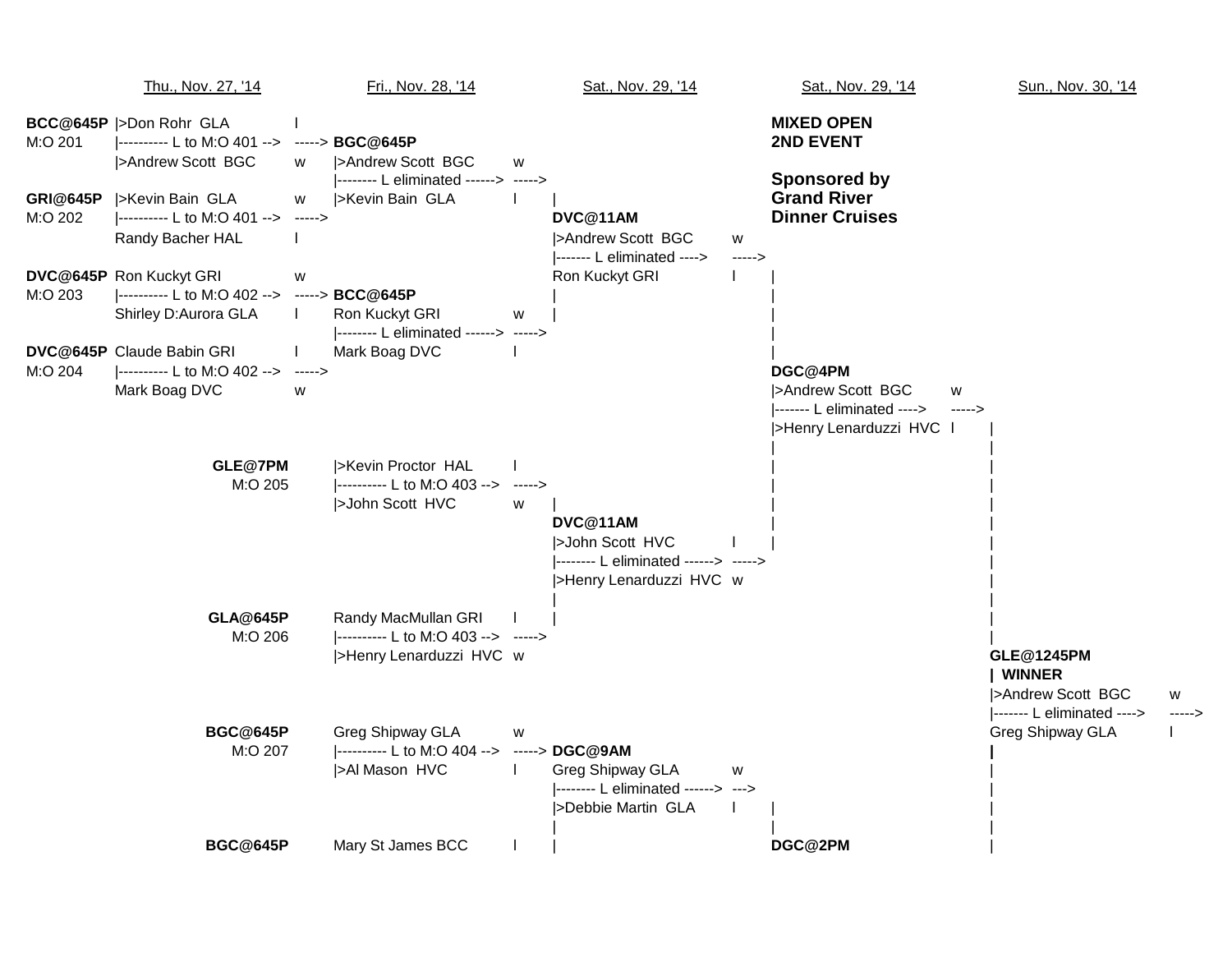# MIXED OPEN 2ND EVENT

**Sponsored by Grand River Dinner Cruises**

## Thu., Nov. 27, '14

| Game | Player | Result | Note |
|---|---|---|---|
| **BCC@645P** M:O 201 | \|>Don Rohr GLA | l | \|---------- L to M:O 401 --> -----> |
| | \|>Andrew Scott BGC | w | |
| **GRI@645P** M:O 202 | \|>Kevin Bain GLA | w | \|---------- L to M:O 401 --> -----> |
| | Randy Bacher HAL | l | |
| **DVC@645P** M:O 203 | Ron Kuckyt GRI | w | \|---------- L to M:O 402 --> -----> |
| | Shirley D:Aurora GLA | l | |
| **DVC@645P** M:O 204 | Claude Babin GRI | l | \|---------- L to M:O 402 --> -----> |
| | Mark Boag DVC | w | |

## Fri., Nov. 28, '14

| Game | Player | Result | Note |
|---|---|---|---|
| **BGC@645P** | \|>Andrew Scott BGC | w | \|-------- L eliminated ------> -----> |
| | \|>Kevin Bain GLA | l | |
| **BCC@645P** | Ron Kuckyt GRI | w | \|-------- L eliminated ------> -----> |
| | Mark Boag DVC | l | |
| **GLE@7PM** M:O 205 | \|>Kevin Proctor HAL | l | \|---------- L to M:O 403 --> -----> |
| | \|>John Scott HVC | w | |
| **GLA@645P** M:O 206 | Randy MacMullan GRI | l | \|---------- L to M:O 403 --> -----> |
| | \|>Henry Lenarduzzi HVC | w | |
| **BGC@645P** M:O 207 | Greg Shipway GLA | w | \|---------- L to M:O 404 --> -----> |
| | \|>Al Mason HVC | l | |
| **BGC@645P** | Mary St James BCC | l | |

## Sat., Nov. 29, '14

| Game | Player | Result | Note |
|---|---|---|---|
| **DVC@11AM** | \|>Andrew Scott BGC | w | \|------- L eliminated ----> -----> |
| | Ron Kuckyt GRI | l | |
| **DVC@11AM** | \|>John Scott HVC | l | \|-------- L eliminated ------> -----> |
| | \|>Henry Lenarduzzi HVC | w | |
| **DGC@9AM** | Greg Shipway GLA | w | \|-------- L eliminated ------> ---> |
| | \|>Debbie Martin GLA | l | |

## Sat., Nov. 29, '14

| Game | Player | Result | Note |
|---|---|---|---|
| **DGC@4PM** | \|>Andrew Scott BGC | w | \|------- L eliminated ----> -----> |
| | \|>Henry Lenarduzzi HVC | l | |
| **DGC@2PM** | | | |

## Sun., Nov. 30, '14

| Game | Player | Result | Note |
|---|---|---|---|
| **GLE@1245PM** \| WINNER | \|>Andrew Scott BGC | w | \|------- L eliminated ----> -----> |
| | Greg Shipway GLA | l | |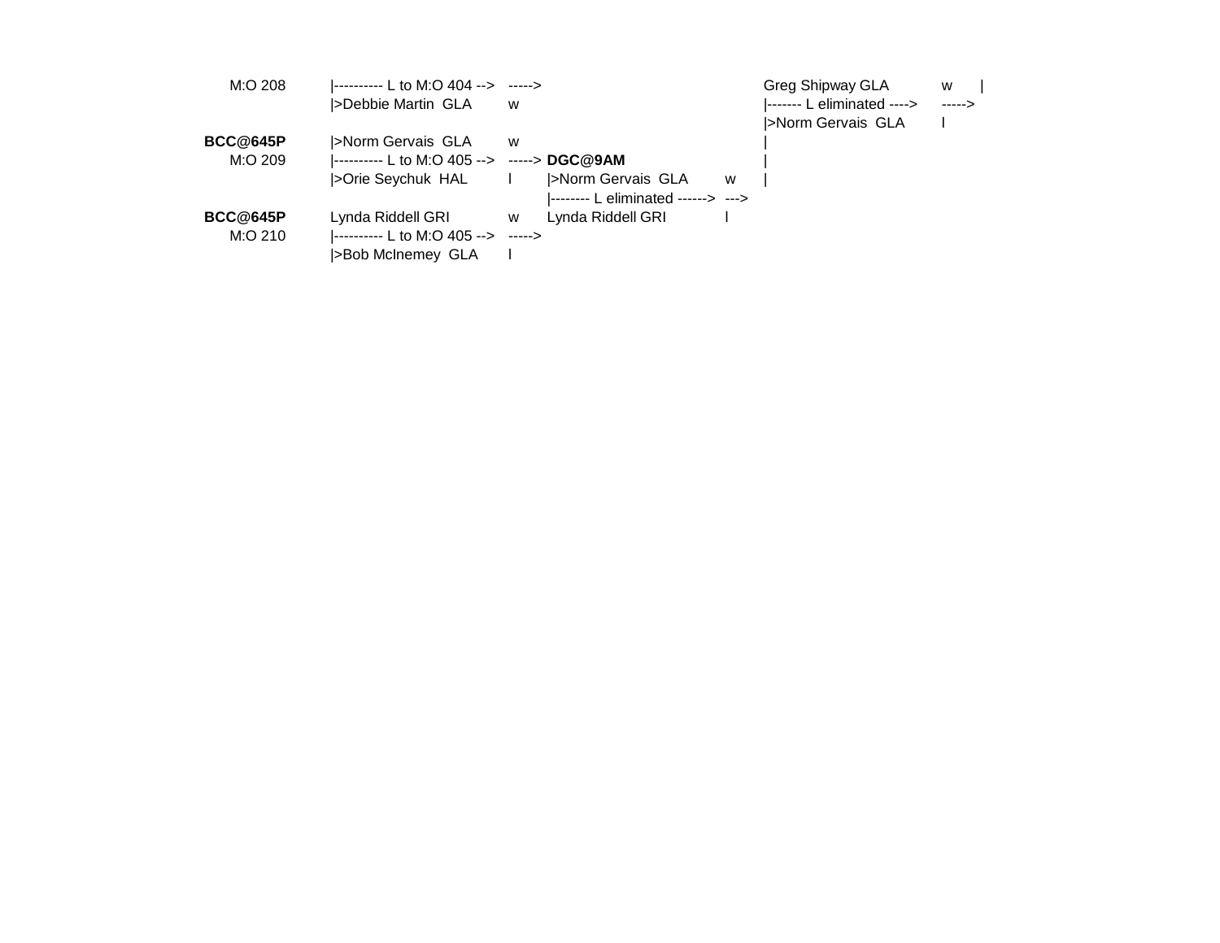| | | | | | | | |
|---|---|---|---|---|---|---|---|
| M:O 208 | \|---------- L to M:O 404 --> | -----> | | | Greg Shipway GLA | w | \| |
| | \|>Debbie Martin  GLA | w | | | \|------- L eliminated ----> | -----> | |
| | | | | | \|>Norm Gervais  GLA | l | |
| **BCC@645P** | \|>Norm Gervais  GLA | w | | | \| | | |
| M:O 209 | \|---------- L to M:O 405 --> | -----> | **DGC@9AM** | | \| | | |
| | \|>Orie Seychuk  HAL | l | \|>Norm Gervais  GLA | w | \| | | |
| | | | \|-------- L eliminated ------> | ---> | | | |
| **BCC@645P** | Lynda Riddell GRI | w | Lynda Riddell GRI | l | | | |
| M:O 210 | \|---------- L to M:O 405 --> | -----> | | | | | |
| | \|>Bob McInemey  GLA | l | | | | | |